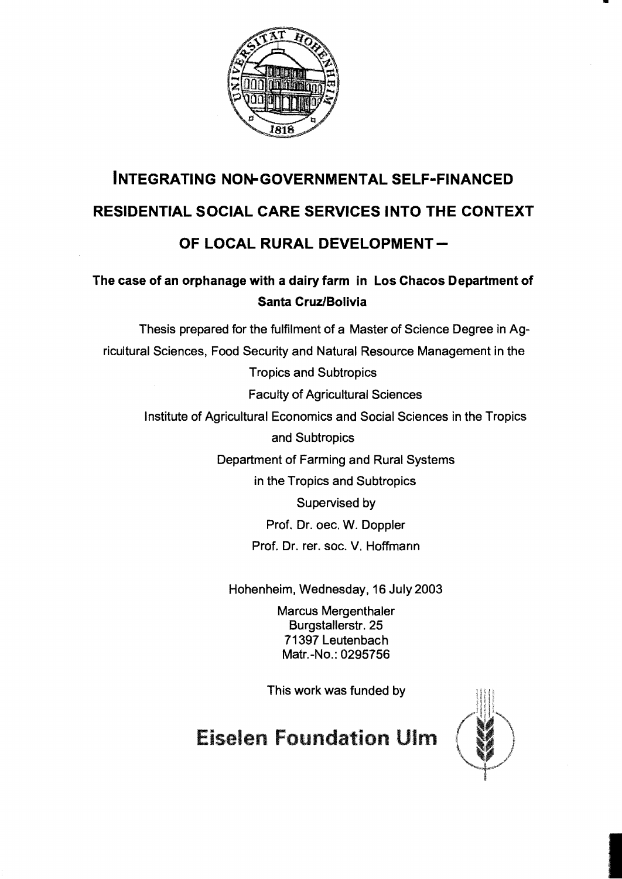# INTEGRATING NON-GOVERNMENTAL SELF-FINANCED RESIDENTIAL SOCIAL CARE SERVICES INTO THE CONTEXT OF LOCAL RURAL DEVELOPMENT –

## The case of an orphanage with a dairy farm in Los Chacos Department of Santa Cruz/Bolivia

Thesis prepared for the fulfilment of a Master of Science Degree in Agricultural Sciences, Food Security and Natural Resource Management in the Tropics and Subtropics

Faculty of Agricultural Sciences

Institute of Agricultural Economics and Social Sciences in the Tropics and Subtropics

Department of Farming and Rural Systems

in the Tropics and Subtropics

Supervised by

Prof. Dr. oec. W. Doppler

Prof. Dr. rer. soc. V. Hoffmann

Hohenheim, Wednesday, 16 July 2003

Marcus Mergenthaler
Burgstallerstr. 25
71397 Leutenbach
Matr.-No.: 0295756

This work was funded by

**Eiselen Foundation Ulm**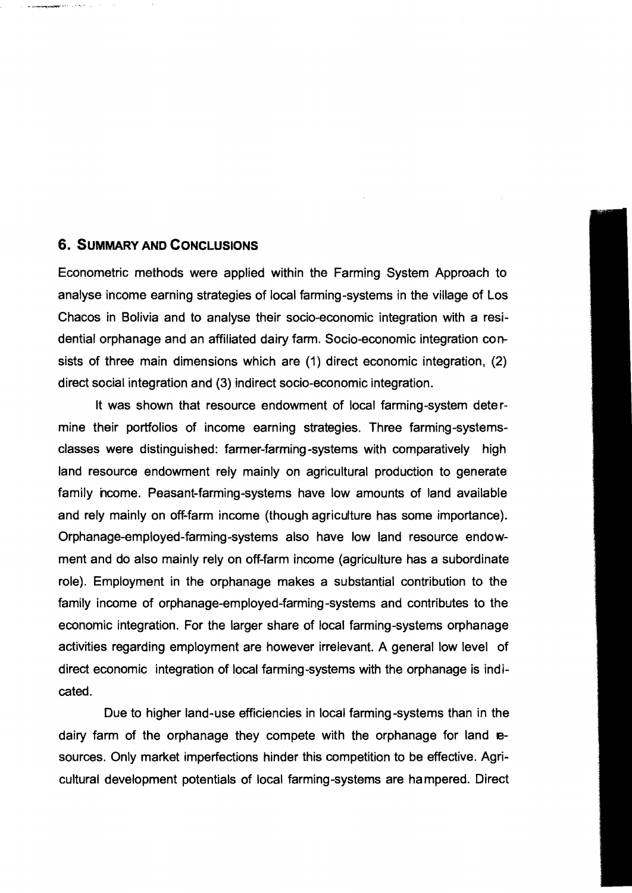## 6. Summary and Conclusions

Econometric methods were applied within the Farming System Approach to analyse income earning strategies of local farming-systems in the village of Los Chacos in Bolivia and to analyse their socio-economic integration with a residential orphanage and an affiliated dairy farm. Socio-economic integration consists of three main dimensions which are (1) direct economic integration, (2) direct social integration and (3) indirect socio-economic integration.

It was shown that resource endowment of local farming-system determine their portfolios of income earning strategies. Three farming-systems-classes were distinguished: farmer-farming-systems with comparatively high land resource endowment rely mainly on agricultural production to generate family income. Peasant-farming-systems have low amounts of land available and rely mainly on off-farm income (though agriculture has some importance). Orphanage-employed-farming-systems also have low land resource endowment and do also mainly rely on off-farm income (agriculture has a subordinate role). Employment in the orphanage makes a substantial contribution to the family income of orphanage-employed-farming-systems and contributes to the economic integration. For the larger share of local farming-systems orphanage activities regarding employment are however irrelevant. A general low level of direct economic integration of local farming-systems with the orphanage is indicated.

Due to higher land-use efficiencies in local farming-systems than in the dairy farm of the orphanage they compete with the orphanage for land resources. Only market imperfections hinder this competition to be effective. Agricultural development potentials of local farming-systems are hampered. Direct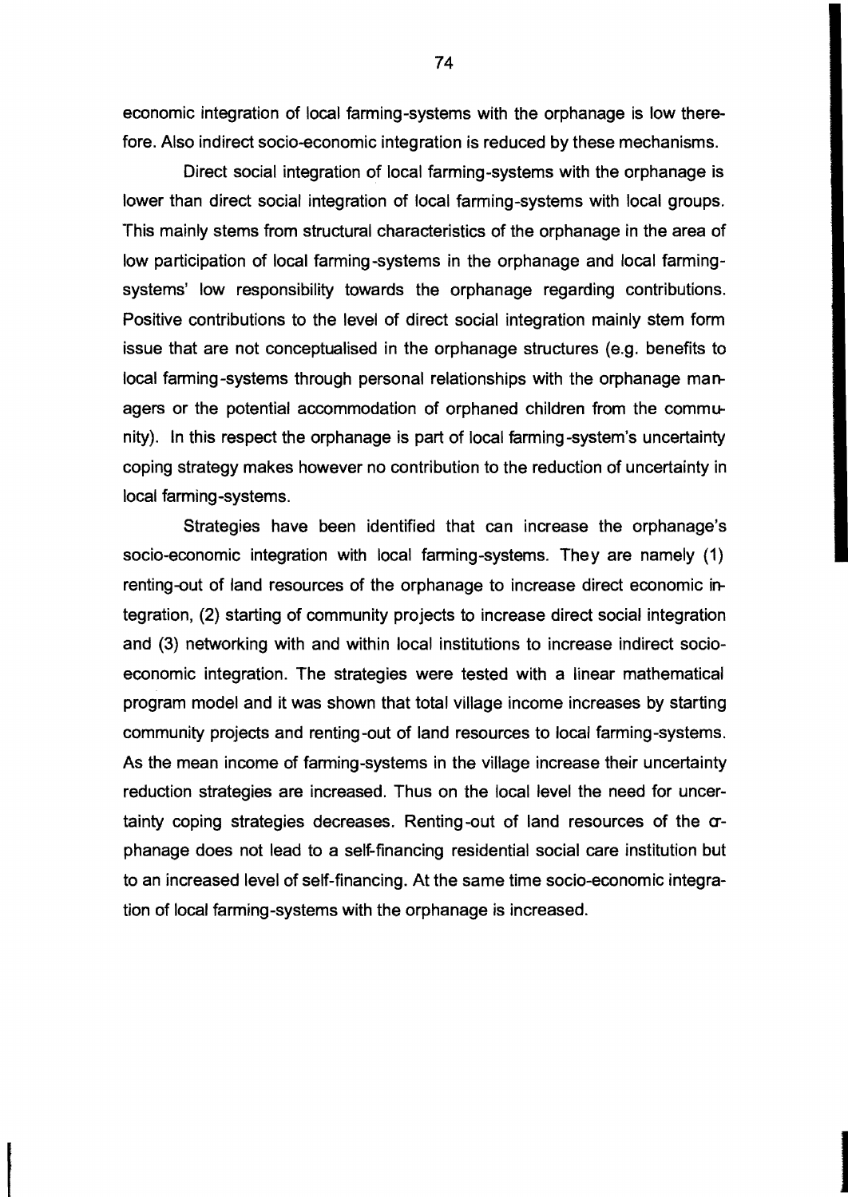economic integration of local farming-systems with the orphanage is low therefore. Also indirect socio-economic integration is reduced by these mechanisms.

Direct social integration of local farming-systems with the orphanage is lower than direct social integration of local farming-systems with local groups. This mainly stems from structural characteristics of the orphanage in the area of low participation of local farming-systems in the orphanage and local farming-systems' low responsibility towards the orphanage regarding contributions. Positive contributions to the level of direct social integration mainly stem form issue that are not conceptualised in the orphanage structures (e.g. benefits to local farming-systems through personal relationships with the orphanage managers or the potential accommodation of orphaned children from the community). In this respect the orphanage is part of local farming-system's uncertainty coping strategy makes however no contribution to the reduction of uncertainty in local farming-systems.

Strategies have been identified that can increase the orphanage's socio-economic integration with local farming-systems. They are namely (1) renting-out of land resources of the orphanage to increase direct economic integration, (2) starting of community projects to increase direct social integration and (3) networking with and within local institutions to increase indirect socio-economic integration. The strategies were tested with a linear mathematical program model and it was shown that total village income increases by starting community projects and renting-out of land resources to local farming-systems. As the mean income of farming-systems in the village increase their uncertainty reduction strategies are increased. Thus on the local level the need for uncertainty coping strategies decreases. Renting-out of land resources of the orphanage does not lead to a self-financing residential social care institution but to an increased level of self-financing. At the same time socio-economic integration of local farming-systems with the orphanage is increased.